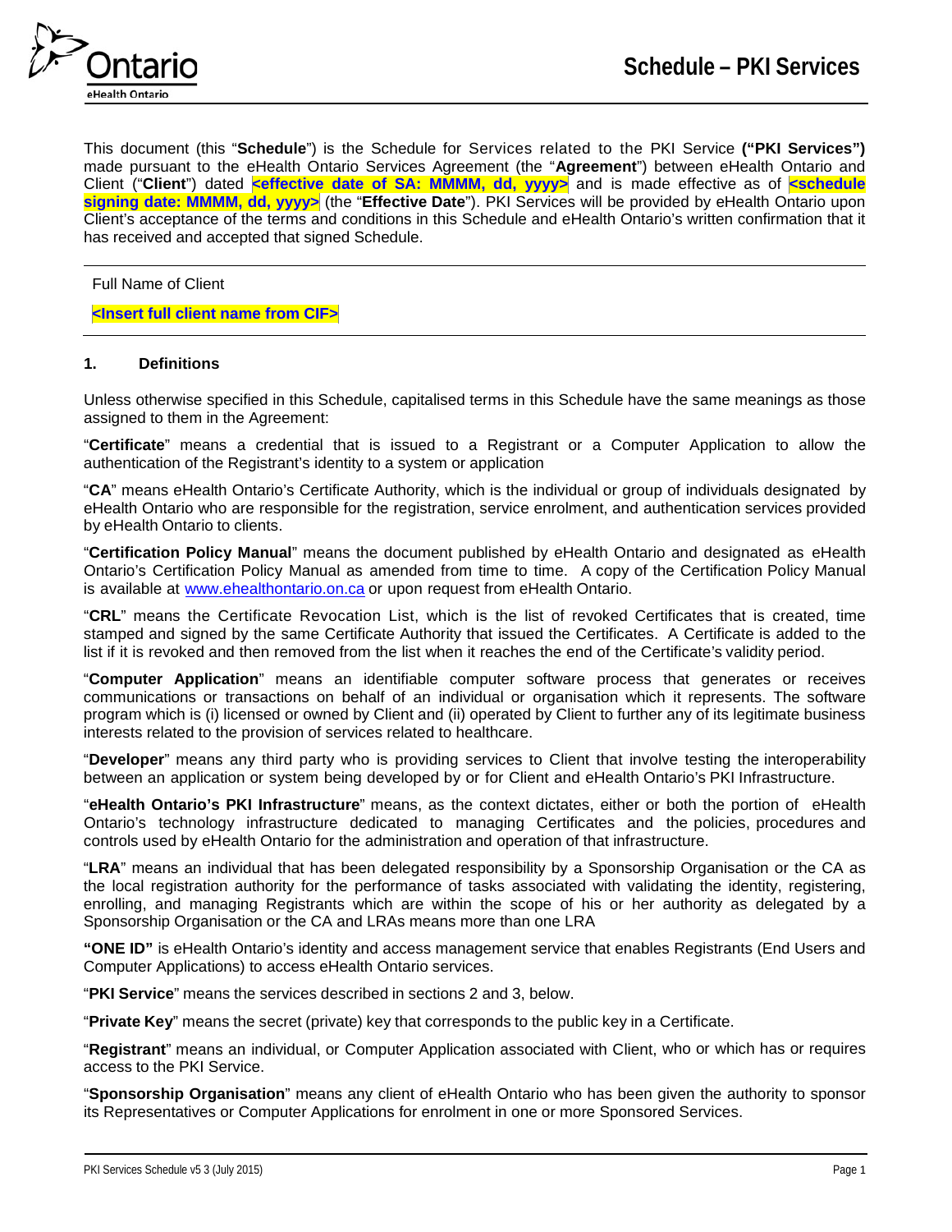# Schedule – PKI Services

This document (this "**Schedule**") is the Schedule for Services related to the PKI Service **("PKI Services")** made pursuant to the eHealth Ontario Services Agreement (the "**Agreement**") between eHealth Ontario and Client ("**Client**") dated **<effective date of SA: MMMM, dd, yyyy>** and is made effective as of **<schedule signing date: MMMM, dd, yyyy>** (the "**Effective Date**"). PKI Services will be provided by eHealth Ontario upon Client's acceptance of the terms and conditions in this Schedule and eHealth Ontario's written confirmation that it has received and accepted that signed Schedule.

---

Full Name of Client

**<Insert full client name from CIF>**

---

### 1. Definitions

Unless otherwise specified in this Schedule, capitalised terms in this Schedule have the same meanings as those assigned to them in the Agreement:

"**Certificate**" means a credential that is issued to a Registrant or a Computer Application to allow the authentication of the Registrant's identity to a system or application

"**CA**" means eHealth Ontario's Certificate Authority, which is the individual or group of individuals designated by eHealth Ontario who are responsible for the registration, service enrolment, and authentication services provided by eHealth Ontario to clients.

"**Certification Policy Manual**" means the document published by eHealth Ontario and designated as eHealth Ontario's Certification Policy Manual as amended from time to time. A copy of the Certification Policy Manual is available at www.ehealthontario.on.ca or upon request from eHealth Ontario.

"**CRL**" means the Certificate Revocation List, which is the list of revoked Certificates that is created, time stamped and signed by the same Certificate Authority that issued the Certificates. A Certificate is added to the list if it is revoked and then removed from the list when it reaches the end of the Certificate's validity period.

"**Computer Application**" means an identifiable computer software process that generates or receives communications or transactions on behalf of an individual or organisation which it represents. The software program which is (i) licensed or owned by Client and (ii) operated by Client to further any of its legitimate business interests related to the provision of services related to healthcare.

"**Developer**" means any third party who is providing services to Client that involve testing the interoperability between an application or system being developed by or for Client and eHealth Ontario's PKI Infrastructure.

"**eHealth Ontario's PKI Infrastructure**" means, as the context dictates, either or both the portion of eHealth Ontario's technology infrastructure dedicated to managing Certificates and the policies, procedures and controls used by eHealth Ontario for the administration and operation of that infrastructure.

"**LRA**" means an individual that has been delegated responsibility by a Sponsorship Organisation or the CA as the local registration authority for the performance of tasks associated with validating the identity, registering, enrolling, and managing Registrants which are within the scope of his or her authority as delegated by a Sponsorship Organisation or the CA and LRAs means more than one LRA

**"ONE ID"** is eHealth Ontario's identity and access management service that enables Registrants (End Users and Computer Applications) to access eHealth Ontario services.

"**PKI Service**" means the services described in sections 2 and 3, below.

"**Private Key**" means the secret (private) key that corresponds to the public key in a Certificate.

"**Registrant**" means an individual, or Computer Application associated with Client, who or which has or requires access to the PKI Service.

"**Sponsorship Organisation**" means any client of eHealth Ontario who has been given the authority to sponsor its Representatives or Computer Applications for enrolment in one or more Sponsored Services.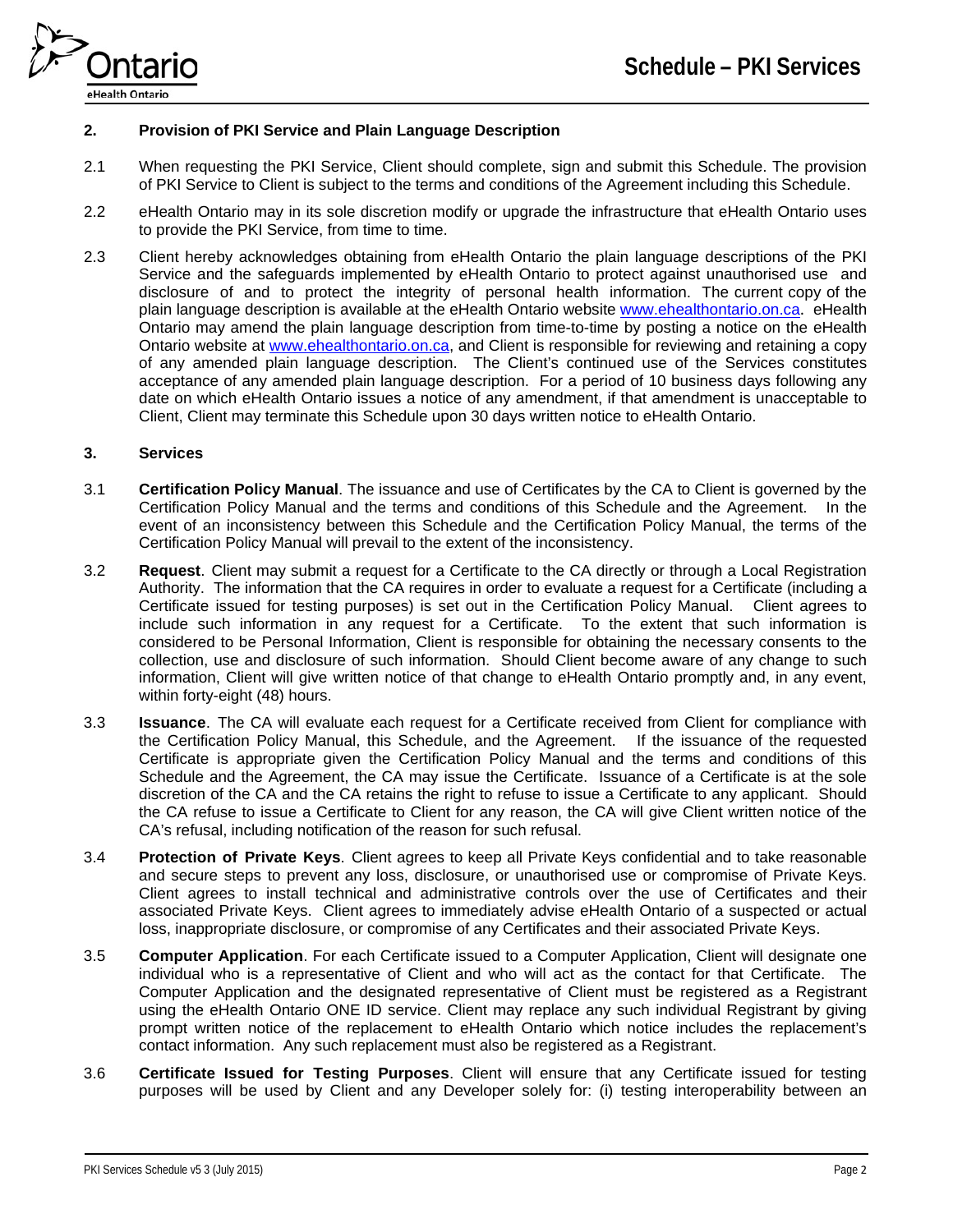## 2. Provision of PKI Service and Plain Language Description

2.1 When requesting the PKI Service, Client should complete, sign and submit this Schedule. The provision of PKI Service to Client is subject to the terms and conditions of the Agreement including this Schedule.

2.2 eHealth Ontario may in its sole discretion modify or upgrade the infrastructure that eHealth Ontario uses to provide the PKI Service, from time to time.

2.3 Client hereby acknowledges obtaining from eHealth Ontario the plain language descriptions of the PKI Service and the safeguards implemented by eHealth Ontario to protect against unauthorised use and disclosure of and to protect the integrity of personal health information. The current copy of the plain language description is available at the eHealth Ontario website [www.ehealthontario.on.ca](http://www.ehealthontario.on.ca). eHealth Ontario may amend the plain language description from time-to-time by posting a notice on the eHealth Ontario website at [www.ehealthontario.on.ca](http://www.ehealthontario.on.ca), and Client is responsible for reviewing and retaining a copy of any amended plain language description. The Client's continued use of the Services constitutes acceptance of any amended plain language description. For a period of 10 business days following any date on which eHealth Ontario issues a notice of any amendment, if that amendment is unacceptable to Client, Client may terminate this Schedule upon 30 days written notice to eHealth Ontario.

## 3. Services

3.1 **Certification Policy Manual**. The issuance and use of Certificates by the CA to Client is governed by the Certification Policy Manual and the terms and conditions of this Schedule and the Agreement. In the event of an inconsistency between this Schedule and the Certification Policy Manual, the terms of the Certification Policy Manual will prevail to the extent of the inconsistency.

3.2 **Request**. Client may submit a request for a Certificate to the CA directly or through a Local Registration Authority. The information that the CA requires in order to evaluate a request for a Certificate (including a Certificate issued for testing purposes) is set out in the Certification Policy Manual. Client agrees to include such information in any request for a Certificate. To the extent that such information is considered to be Personal Information, Client is responsible for obtaining the necessary consents to the collection, use and disclosure of such information. Should Client become aware of any change to such information, Client will give written notice of that change to eHealth Ontario promptly and, in any event, within forty-eight (48) hours.

3.3 **Issuance**. The CA will evaluate each request for a Certificate received from Client for compliance with the Certification Policy Manual, this Schedule, and the Agreement. If the issuance of the requested Certificate is appropriate given the Certification Policy Manual and the terms and conditions of this Schedule and the Agreement, the CA may issue the Certificate. Issuance of a Certificate is at the sole discretion of the CA and the CA retains the right to refuse to issue a Certificate to any applicant. Should the CA refuse to issue a Certificate to Client for any reason, the CA will give Client written notice of the CA's refusal, including notification of the reason for such refusal.

3.4 **Protection of Private Keys**. Client agrees to keep all Private Keys confidential and to take reasonable and secure steps to prevent any loss, disclosure, or unauthorised use or compromise of Private Keys. Client agrees to install technical and administrative controls over the use of Certificates and their associated Private Keys. Client agrees to immediately advise eHealth Ontario of a suspected or actual loss, inappropriate disclosure, or compromise of any Certificates and their associated Private Keys.

3.5 **Computer Application**. For each Certificate issued to a Computer Application, Client will designate one individual who is a representative of Client and who will act as the contact for that Certificate. The Computer Application and the designated representative of Client must be registered as a Registrant using the eHealth Ontario ONE ID service. Client may replace any such individual Registrant by giving prompt written notice of the replacement to eHealth Ontario which notice includes the replacement's contact information. Any such replacement must also be registered as a Registrant.

3.6 **Certificate Issued for Testing Purposes**. Client will ensure that any Certificate issued for testing purposes will be used by Client and any Developer solely for: (i) testing interoperability between an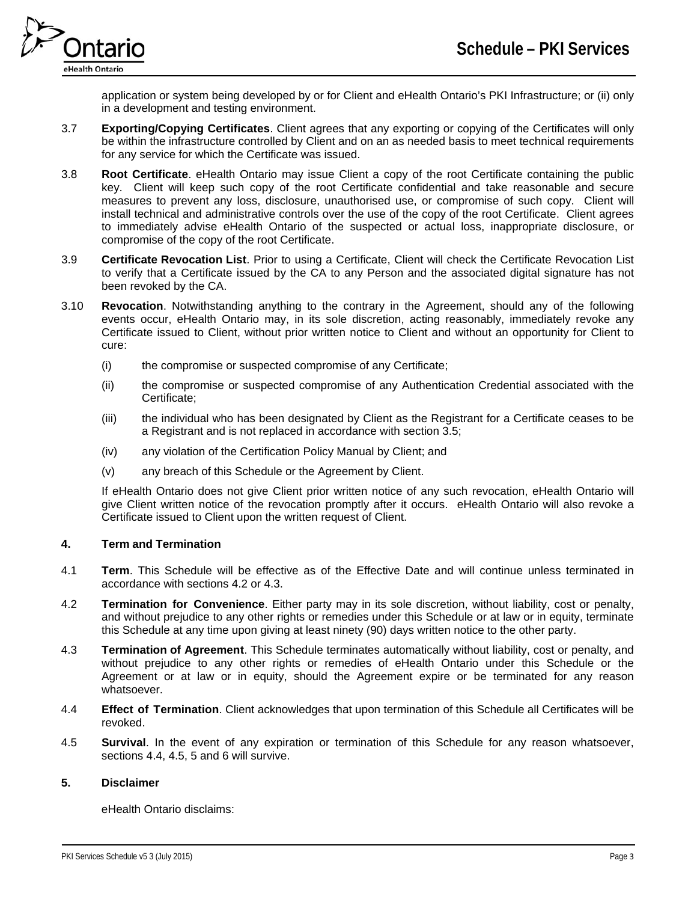application or system being developed by or for Client and eHealth Ontario's PKI Infrastructure; or (ii) only in a development and testing environment.

3.7 **Exporting/Copying Certificates**. Client agrees that any exporting or copying of the Certificates will only be within the infrastructure controlled by Client and on an as needed basis to meet technical requirements for any service for which the Certificate was issued.

3.8 **Root Certificate**. eHealth Ontario may issue Client a copy of the root Certificate containing the public key. Client will keep such copy of the root Certificate confidential and take reasonable and secure measures to prevent any loss, disclosure, unauthorised use, or compromise of such copy. Client will install technical and administrative controls over the use of the copy of the root Certificate. Client agrees to immediately advise eHealth Ontario of the suspected or actual loss, inappropriate disclosure, or compromise of the copy of the root Certificate.

3.9 **Certificate Revocation List**. Prior to using a Certificate, Client will check the Certificate Revocation List to verify that a Certificate issued by the CA to any Person and the associated digital signature has not been revoked by the CA.

3.10 **Revocation**. Notwithstanding anything to the contrary in the Agreement, should any of the following events occur, eHealth Ontario may, in its sole discretion, acting reasonably, immediately revoke any Certificate issued to Client, without prior written notice to Client and without an opportunity for Client to cure:

- (i) the compromise or suspected compromise of any Certificate;
- (ii) the compromise or suspected compromise of any Authentication Credential associated with the Certificate;
- (iii) the individual who has been designated by Client as the Registrant for a Certificate ceases to be a Registrant and is not replaced in accordance with section 3.5;
- (iv) any violation of the Certification Policy Manual by Client; and
- (v) any breach of this Schedule or the Agreement by Client.

If eHealth Ontario does not give Client prior written notice of any such revocation, eHealth Ontario will give Client written notice of the revocation promptly after it occurs. eHealth Ontario will also revoke a Certificate issued to Client upon the written request of Client.

## 4. Term and Termination

4.1 **Term**. This Schedule will be effective as of the Effective Date and will continue unless terminated in accordance with sections 4.2 or 4.3.

4.2 **Termination for Convenience**. Either party may in its sole discretion, without liability, cost or penalty, and without prejudice to any other rights or remedies under this Schedule or at law or in equity, terminate this Schedule at any time upon giving at least ninety (90) days written notice to the other party.

4.3 **Termination of Agreement**. This Schedule terminates automatically without liability, cost or penalty, and without prejudice to any other rights or remedies of eHealth Ontario under this Schedule or the Agreement or at law or in equity, should the Agreement expire or be terminated for any reason whatsoever.

4.4 **Effect of Termination**. Client acknowledges that upon termination of this Schedule all Certificates will be revoked.

4.5 **Survival**. In the event of any expiration or termination of this Schedule for any reason whatsoever, sections 4.4, 4.5, 5 and 6 will survive.

## 5. Disclaimer

eHealth Ontario disclaims: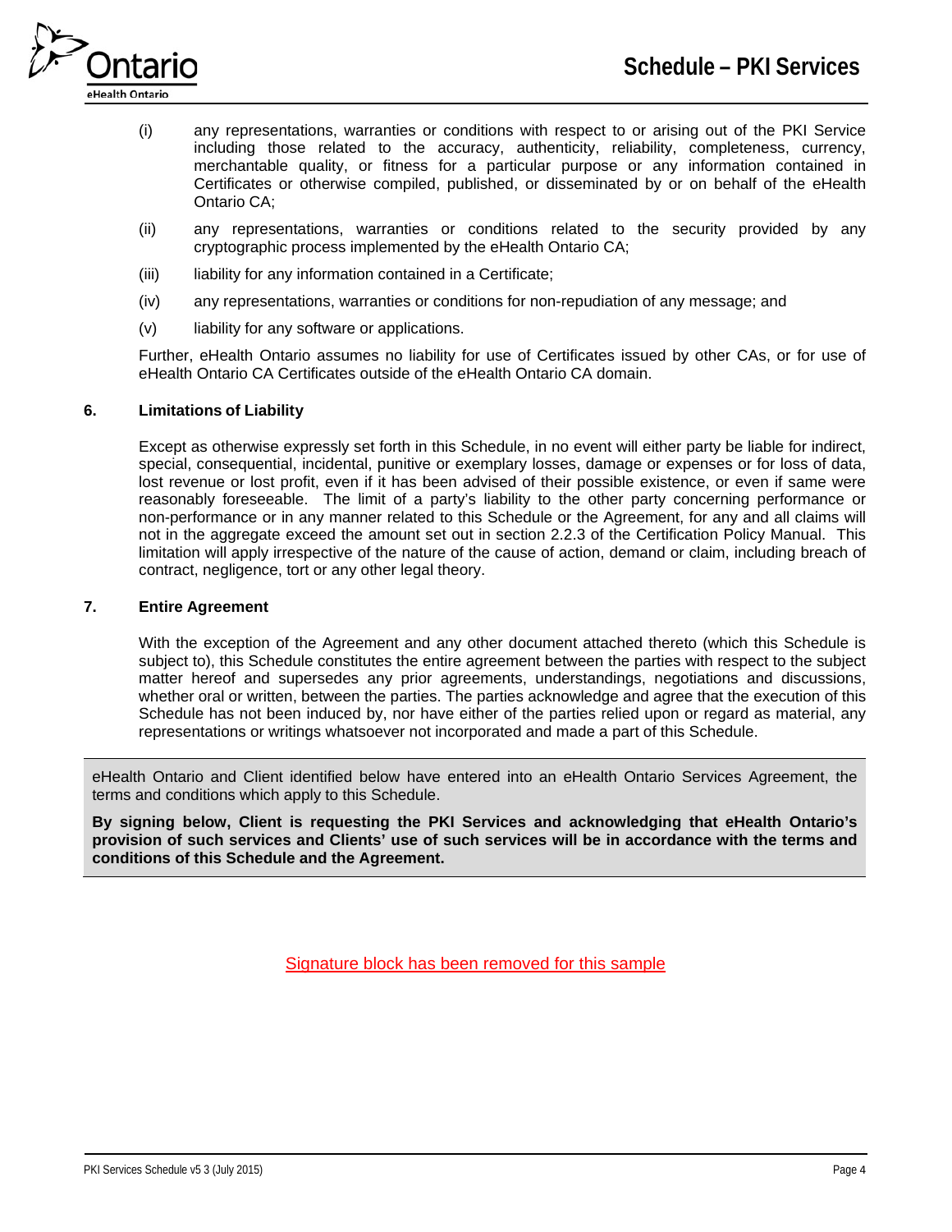(i) any representations, warranties or conditions with respect to or arising out of the PKI Service including those related to the accuracy, authenticity, reliability, completeness, currency, merchantable quality, or fitness for a particular purpose or any information contained in Certificates or otherwise compiled, published, or disseminated by or on behalf of the eHealth Ontario CA;

(ii) any representations, warranties or conditions related to the security provided by any cryptographic process implemented by the eHealth Ontario CA;

(iii) liability for any information contained in a Certificate;

(iv) any representations, warranties or conditions for non-repudiation of any message; and

(v) liability for any software or applications.

Further, eHealth Ontario assumes no liability for use of Certificates issued by other CAs, or for use of eHealth Ontario CA Certificates outside of the eHealth Ontario CA domain.

## 6. Limitations of Liability

Except as otherwise expressly set forth in this Schedule, in no event will either party be liable for indirect, special, consequential, incidental, punitive or exemplary losses, damage or expenses or for loss of data, lost revenue or lost profit, even if it has been advised of their possible existence, or even if same were reasonably foreseeable. The limit of a party's liability to the other party concerning performance or non-performance or in any manner related to this Schedule or the Agreement, for any and all claims will not in the aggregate exceed the amount set out in section 2.2.3 of the Certification Policy Manual. This limitation will apply irrespective of the nature of the cause of action, demand or claim, including breach of contract, negligence, tort or any other legal theory.

## 7. Entire Agreement

With the exception of the Agreement and any other document attached thereto (which this Schedule is subject to), this Schedule constitutes the entire agreement between the parties with respect to the subject matter hereof and supersedes any prior agreements, understandings, negotiations and discussions, whether oral or written, between the parties. The parties acknowledge and agree that the execution of this Schedule has not been induced by, nor have either of the parties relied upon or regard as material, any representations or writings whatsoever not incorporated and made a part of this Schedule.

eHealth Ontario and Client identified below have entered into an eHealth Ontario Services Agreement, the terms and conditions which apply to this Schedule.

**By signing below, Client is requesting the PKI Services and acknowledging that eHealth Ontario's provision of such services and Clients' use of such services will be in accordance with the terms and conditions of this Schedule and the Agreement.**

Signature block has been removed for this sample